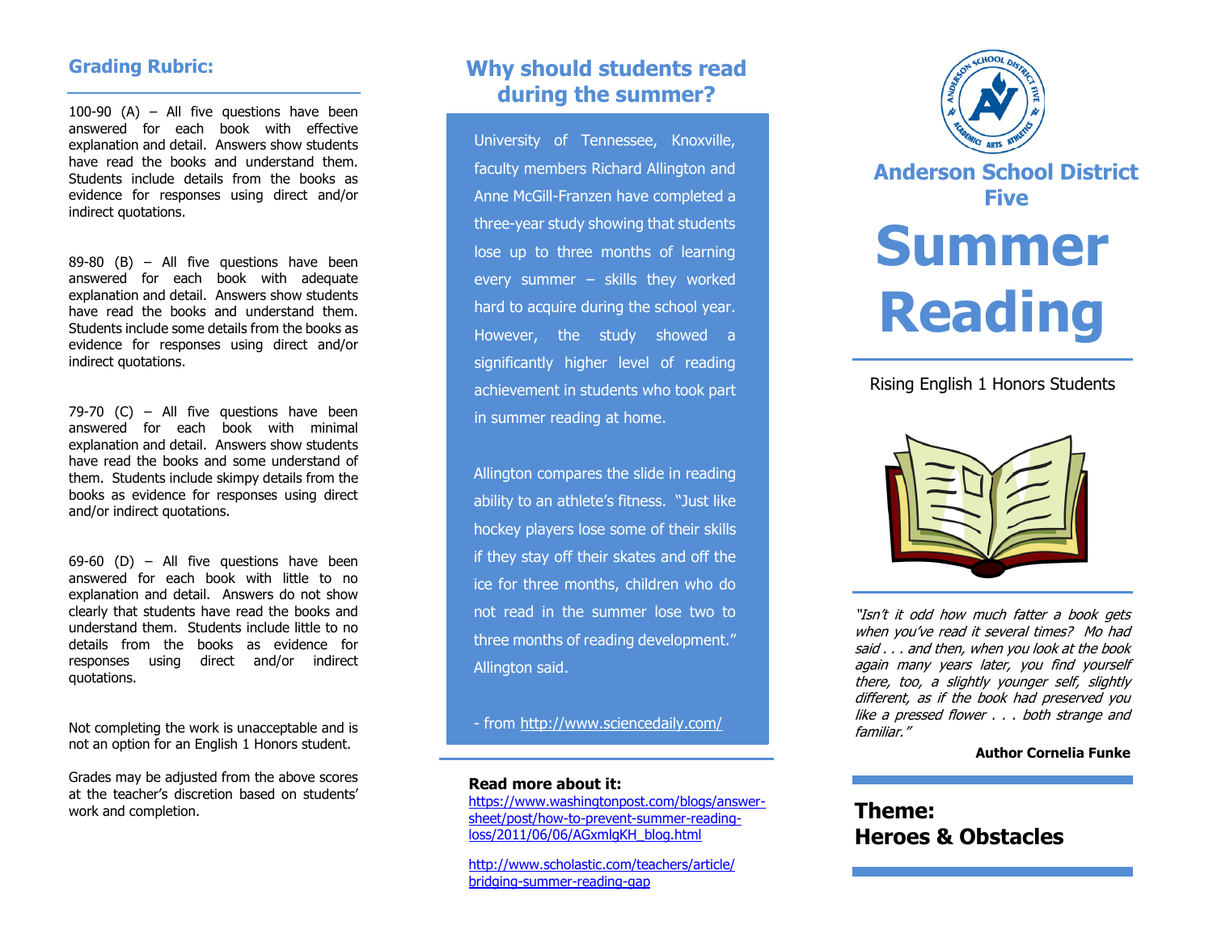## Grading Rubric:

100-90 (A) – All five questions have been answered for each book with effective explanation and detail. Answers show students have read the books and understand them. Students include details from the books as evidence for responses using direct and/or indirect quotations.

89-80 (B) – All five questions have been answered for each book with adequate explanation and detail. Answers show students have read the books and understand them. Students include some details from the books as evidence for responses using direct and/or indirect quotations.

79-70 (C) – All five questions have been answered for each book with minimal explanation and detail. Answers show students have read the books and some understand of them. Students include skimpy details from the books as evidence for responses using direct and/or indirect quotations.

69-60 (D) – All five questions have been answered for each book with little to no explanation and detail. Answers do not show clearly that students have read the books and understand them. Students include little to no details from the books as evidence for responses using direct and/or indirect quotations.

Not completing the work is unacceptable and is not an option for an English 1 Honors student.

Grades may be adjusted from the above scores at the teacher's discretion based on students' work and completion.

## Why should students read during the summer?

University of Tennessee, Knoxville, faculty members Richard Allington and Anne McGill-Franzen have completed a three-year study showing that students lose up to three months of learning every summer – skills they worked hard to acquire during the school year. However, the study showed a significantly higher level of reading achievement in students who took part in summer reading at home.

Allington compares the slide in reading ability to an athlete's fitness. "Just like hockey players lose some of their skills if they stay off their skates and off the ice for three months, children who do not read in the summer lose two to three months of reading development." Allington said.

- from http://www.sciencedaily.com/

**Read more about it:**

https://www.washingtonpost.com/blogs/answer-sheet/post/how-to-prevent-summer-reading-loss/2011/06/06/AGxmlgKH_blog.html

http://www.scholastic.com/teachers/article/bridging-summer-reading-gap

## Anderson School District Five

# Summer Reading

Rising English 1 Honors Students

*"Isn't it odd how much fatter a book gets when you've read it several times? Mo had said . . . and then, when you look at the book again many years later, you find yourself there, too, a slightly younger self, slightly different, as if the book had preserved you like a pressed flower . . . both strange and familiar."*

**Author Cornelia Funke**

## Theme: Heroes & Obstacles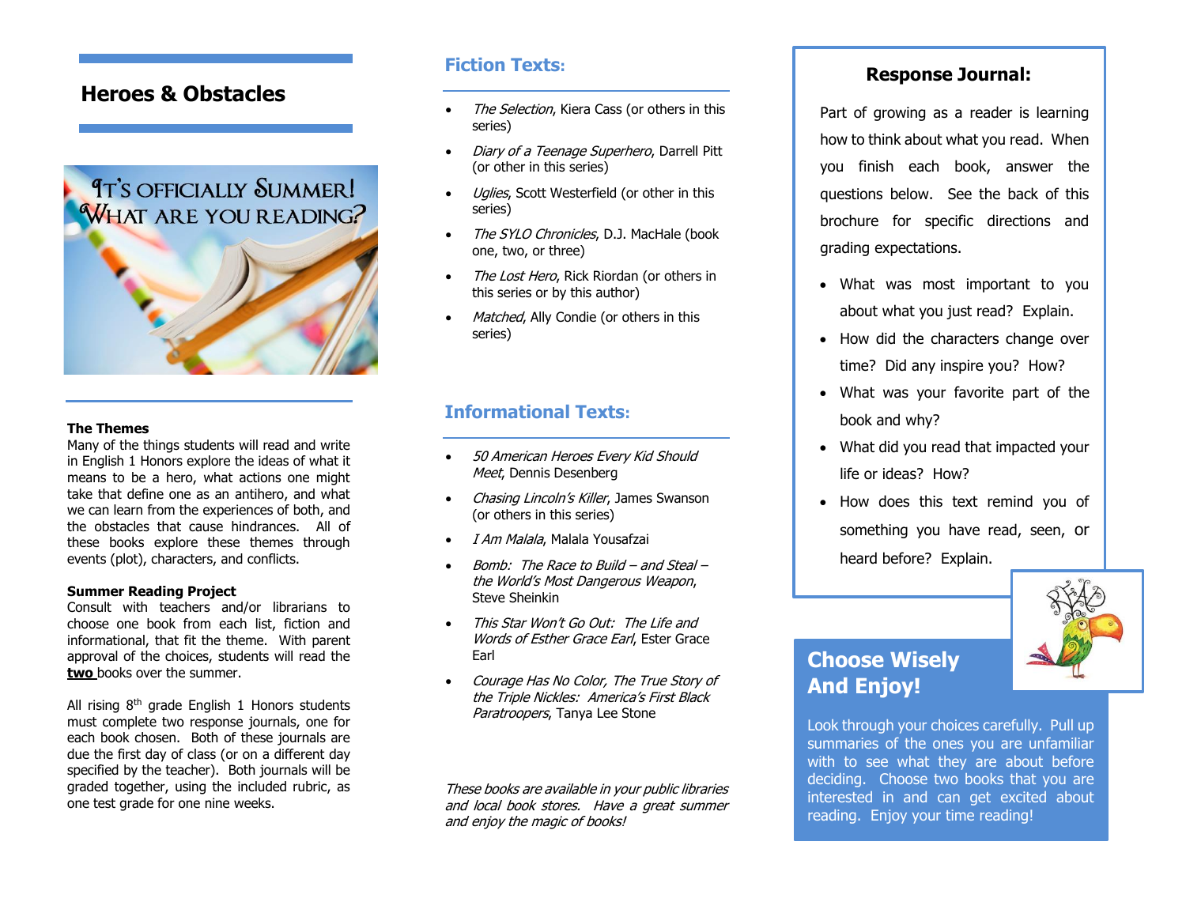# Heroes & Obstacles

It's officially Summer! What are you reading?

### The Themes

Many of the things students will read and write in English 1 Honors explore the ideas of what it means to be a hero, what actions one might take that define one as an antihero, and what we can learn from the experiences of both, and the obstacles that cause hindrances. All of these books explore these themes through events (plot), characters, and conflicts.

### Summer Reading Project

Consult with teachers and/or librarians to choose one book from each list, fiction and informational, that fit the theme. With parent approval of the choices, students will read the **two** books over the summer.

All rising 8th grade English 1 Honors students must complete two response journals, one for each book chosen. Both of these journals are due the first day of class (or on a different day specified by the teacher). Both journals will be graded together, using the included rubric, as one test grade for one nine weeks.

## Fiction Texts:

- *The Selection*, Kiera Cass (or others in this series)
- *Diary of a Teenage Superhero*, Darrell Pitt (or other in this series)
- *Uglies*, Scott Westerfield (or other in this series)
- *The SYLO Chronicles*, D.J. MacHale (book one, two, or three)
- *The Lost Hero*, Rick Riordan (or others in this series or by this author)
- *Matched*, Ally Condie (or others in this series)

## Informational Texts:

- *50 American Heroes Every Kid Should Meet*, Dennis Desenberg
- *Chasing Lincoln's Killer*, James Swanson (or others in this series)
- *I Am Malala*, Malala Yousafzai
- *Bomb: The Race to Build – and Steal – the World's Most Dangerous Weapon*, Steve Sheinkin
- *This Star Won't Go Out: The Life and Words of Esther Grace Earl*, Ester Grace Earl
- *Courage Has No Color, The True Story of the Triple Nickles: America's First Black Paratroopers*, Tanya Lee Stone

*These books are available in your public libraries and local book stores. Have a great summer and enjoy the magic of books!*

## Response Journal:

Part of growing as a reader is learning how to think about what you read. When you finish each book, answer the questions below. See the back of this brochure for specific directions and grading expectations.

- What was most important to you about what you just read? Explain.
- How did the characters change over time? Did any inspire you? How?
- What was your favorite part of the book and why?
- What did you read that impacted your life or ideas? How?
- How does this text remind you of something you have read, seen, or heard before? Explain.

## Choose Wisely And Enjoy!

Look through your choices carefully. Pull up summaries of the ones you are unfamiliar with to see what they are about before deciding. Choose two books that you are interested in and can get excited about reading. Enjoy your time reading!